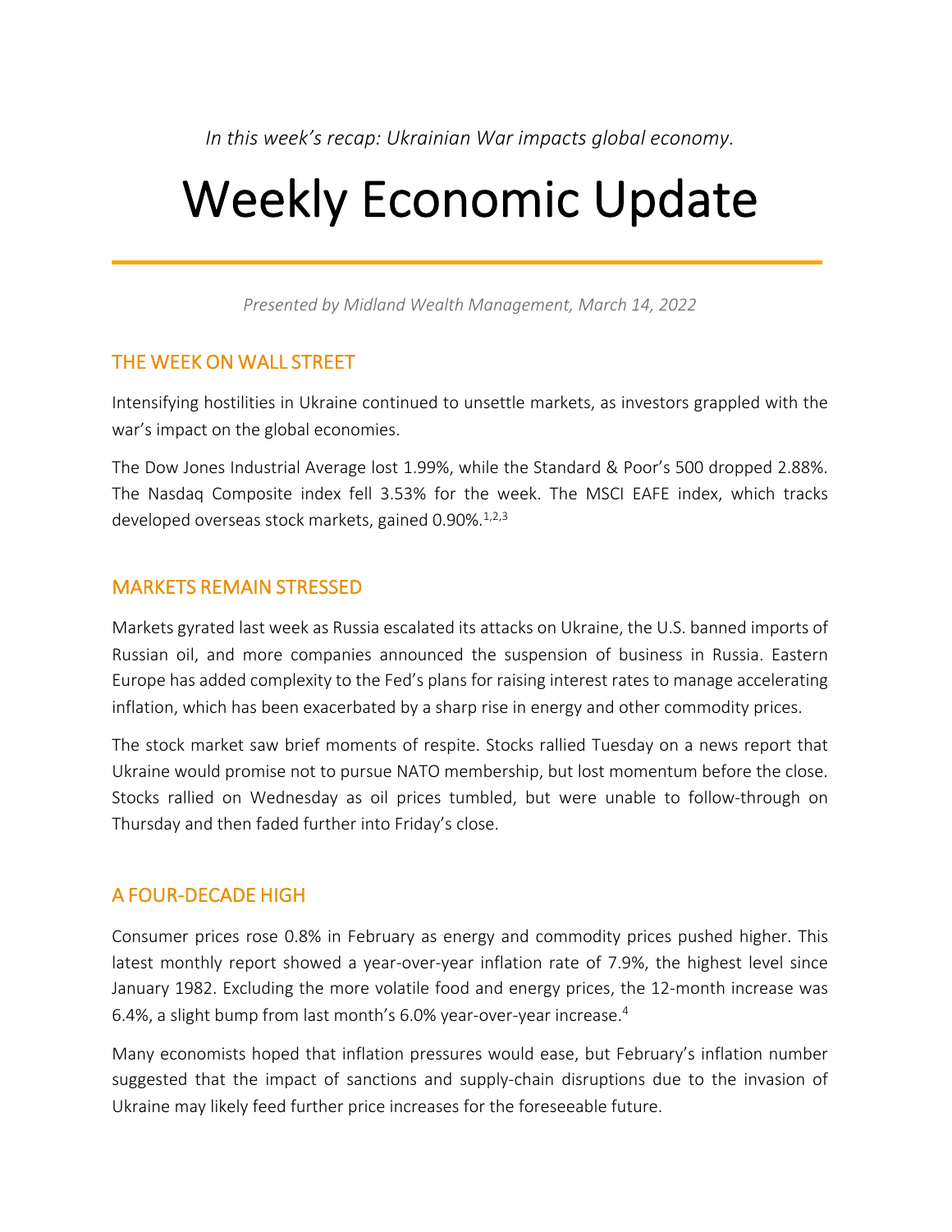*In this week's recap: Ukrainian War impacts global economy.*

# Weekly Economic Update

*Presented by Midland Wealth Management, March 14, 2022*

## THE WEEK ON WALL STREET

Intensifying hostilities in Ukraine continued to unsettle markets, as investors grappled with the war's impact on the global economies.

The Dow Jones Industrial Average lost 1.99%, while the Standard & Poor's 500 dropped 2.88%. The Nasdaq Composite index fell 3.53% for the week. The MSCI EAFE index, which tracks developed overseas stock markets, gained 0.90%.[1,2,3]

## MARKETS REMAIN STRESSED

Markets gyrated last week as Russia escalated its attacks on Ukraine, the U.S. banned imports of Russian oil, and more companies announced the suspension of business in Russia. Eastern Europe has added complexity to the Fed's plans for raising interest rates to manage accelerating inflation, which has been exacerbated by a sharp rise in energy and other commodity prices.

The stock market saw brief moments of respite. Stocks rallied Tuesday on a news report that Ukraine would promise not to pursue NATO membership, but lost momentum before the close. Stocks rallied on Wednesday as oil prices tumbled, but were unable to follow-through on Thursday and then faded further into Friday's close.

## A FOUR-DECADE HIGH

Consumer prices rose 0.8% in February as energy and commodity prices pushed higher. This latest monthly report showed a year-over-year inflation rate of 7.9%, the highest level since January 1982. Excluding the more volatile food and energy prices, the 12-month increase was 6.4%, a slight bump from last month's 6.0% year-over-year increase.[4]

Many economists hoped that inflation pressures would ease, but February's inflation number suggested that the impact of sanctions and supply-chain disruptions due to the invasion of Ukraine may likely feed further price increases for the foreseeable future.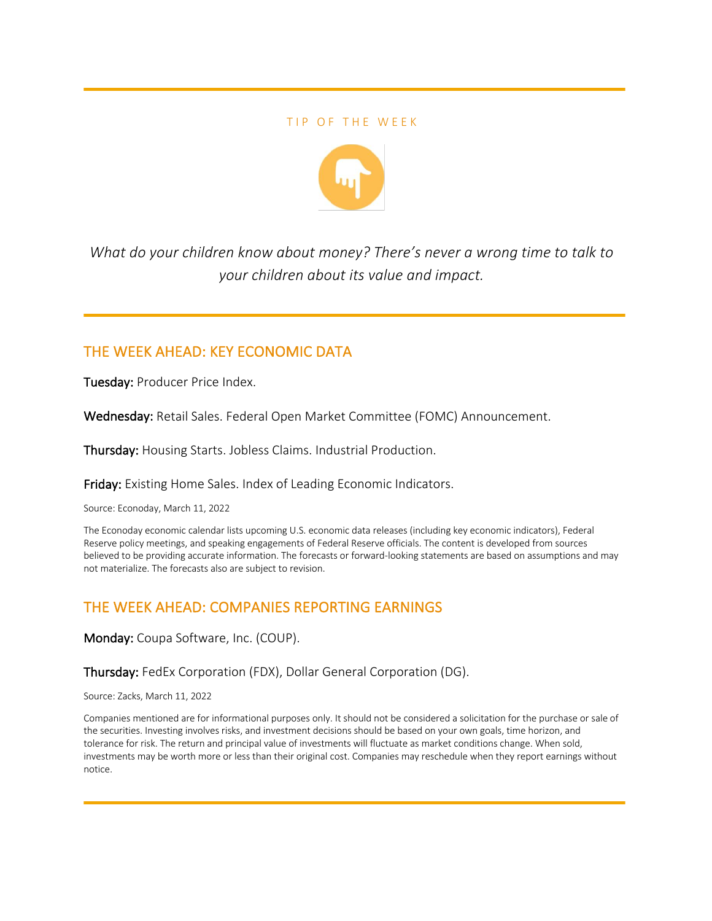TIP OF THE WEEK

*What do your children know about money? There's never a wrong time to talk to your children about its value and impact.*

---

## THE WEEK AHEAD: KEY ECONOMIC DATA

**Tuesday:** Producer Price Index.

**Wednesday:** Retail Sales. Federal Open Market Committee (FOMC) Announcement.

**Thursday:** Housing Starts. Jobless Claims. Industrial Production.

**Friday:** Existing Home Sales. Index of Leading Economic Indicators.

Source: Econoday, March 11, 2022

The Econoday economic calendar lists upcoming U.S. economic data releases (including key economic indicators), Federal Reserve policy meetings, and speaking engagements of Federal Reserve officials. The content is developed from sources believed to be providing accurate information. The forecasts or forward-looking statements are based on assumptions and may not materialize. The forecasts also are subject to revision.

## THE WEEK AHEAD: COMPANIES REPORTING EARNINGS

**Monday:** Coupa Software, Inc. (COUP).

**Thursday:** FedEx Corporation (FDX), Dollar General Corporation (DG).

Source: Zacks, March 11, 2022

Companies mentioned are for informational purposes only. It should not be considered a solicitation for the purchase or sale of the securities. Investing involves risks, and investment decisions should be based on your own goals, time horizon, and tolerance for risk. The return and principal value of investments will fluctuate as market conditions change. When sold, investments may be worth more or less than their original cost. Companies may reschedule when they report earnings without notice.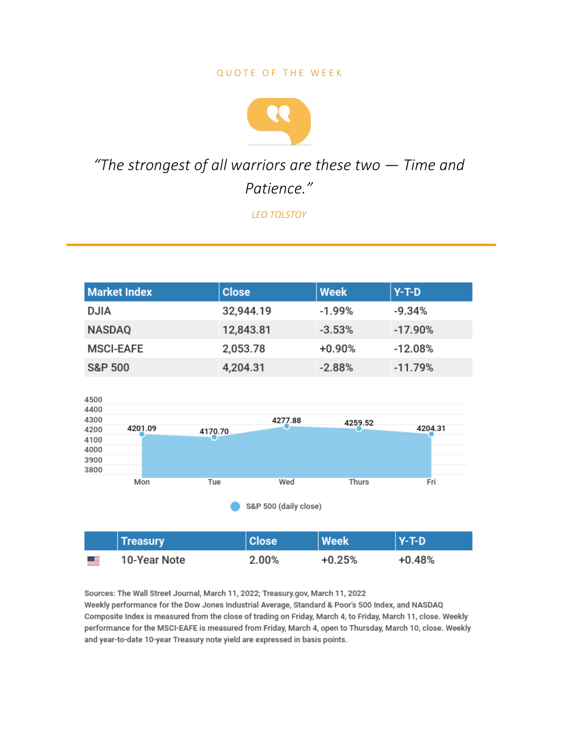QUOTE OF THE WEEK

*"The strongest of all warriors are these two — Time and Patience."*

*LEO TOLSTOY*

| Market Index | Close | Week | Y-T-D |
|---|---|---|---|
| DJIA | 32,944.19 | -1.99% | -9.34% |
| NASDAQ | 12,843.81 | -3.53% | -17.90% |
| MSCI-EAFE | 2,053.78 | +0.90% | -12.08% |
| S&P 500 | 4,204.31 | -2.88% | -11.79% |

| Day | S&P 500 (daily close) |
|---|---|
| Mon | 4201.09 |
| Tue | 4170.70 |
| Wed | 4277.88 |
| Thurs | 4259.52 |
| Fri | 4204.31 |

| | Treasury | Close | Week | Y-T-D |
|---|---|---|---|---|
| | 10-Year Note | 2.00% | +0.25% | +0.48% |

Sources: The Wall Street Journal, March 11, 2022; Treasury.gov, March 11, 2022
Weekly performance for the Dow Jones Industrial Average, Standard & Poor's 500 Index, and NASDAQ Composite Index is measured from the close of trading on Friday, March 4, to Friday, March 11, close. Weekly performance for the MSCI-EAFE is measured from Friday, March 4, open to Thursday, March 10, close. Weekly and year-to-date 10-year Treasury note yield are expressed in basis points.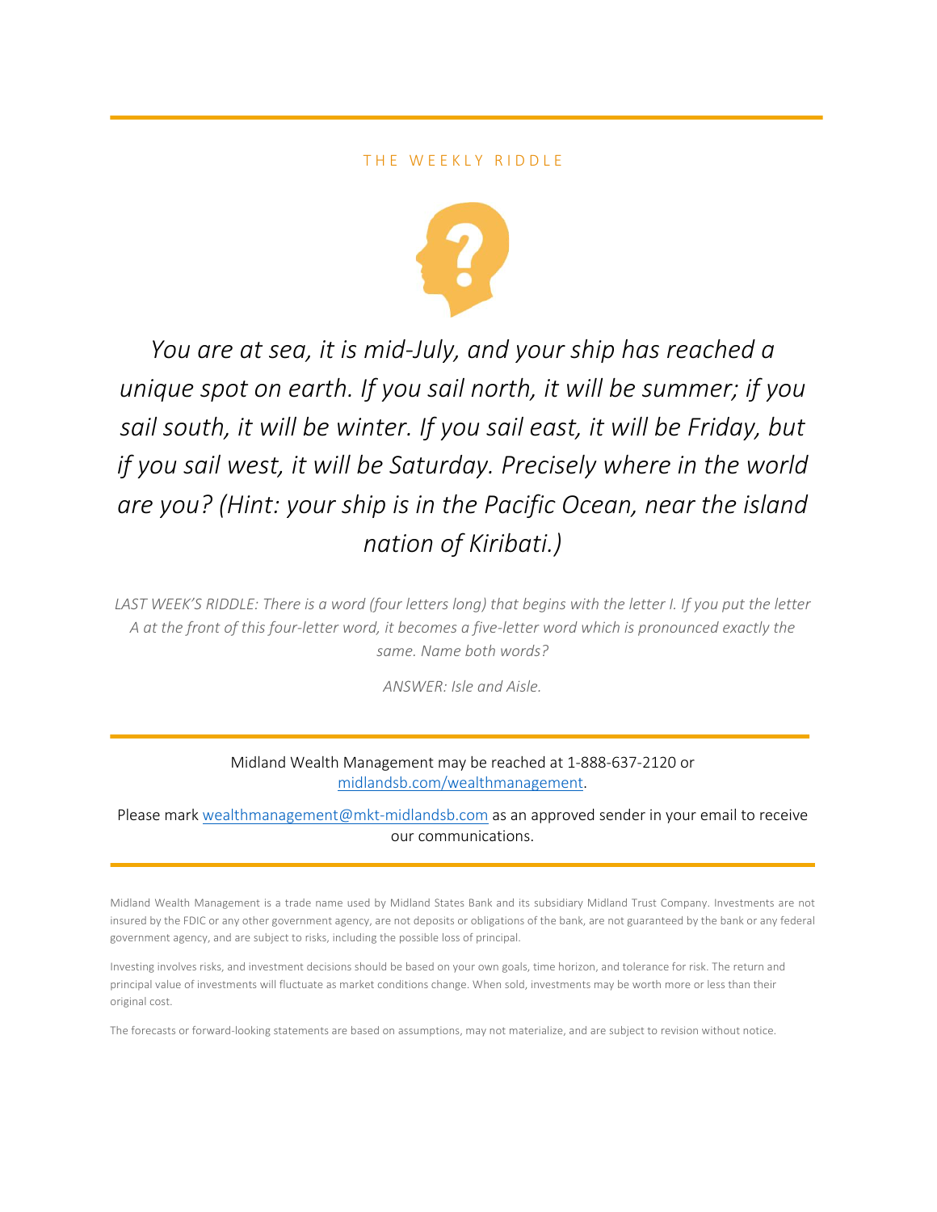## THE WEEKLY RIDDLE

*You are at sea, it is mid-July, and your ship has reached a unique spot on earth. If you sail north, it will be summer; if you sail south, it will be winter. If you sail east, it will be Friday, but if you sail west, it will be Saturday. Precisely where in the world are you? (Hint: your ship is in the Pacific Ocean, near the island nation of Kiribati.)*

*LAST WEEK'S RIDDLE: There is a word (four letters long) that begins with the letter I. If you put the letter A at the front of this four-letter word, it becomes a five-letter word which is pronounced exactly the same. Name both words?*

*ANSWER: Isle and Aisle.*

---

Midland Wealth Management may be reached at 1-888-637-2120 or [midlandsb.com/wealthmanagement](midlandsb.com/wealthmanagement).

Please mark [wealthmanagement@mkt-midlandsb.com](mailto:wealthmanagement@mkt-midlandsb.com) as an approved sender in your email to receive our communications.

---

Midland Wealth Management is a trade name used by Midland States Bank and its subsidiary Midland Trust Company. Investments are not insured by the FDIC or any other government agency, are not deposits or obligations of the bank, are not guaranteed by the bank or any federal government agency, and are subject to risks, including the possible loss of principal.

Investing involves risks, and investment decisions should be based on your own goals, time horizon, and tolerance for risk. The return and principal value of investments will fluctuate as market conditions change. When sold, investments may be worth more or less than their original cost.

The forecasts or forward-looking statements are based on assumptions, may not materialize, and are subject to revision without notice.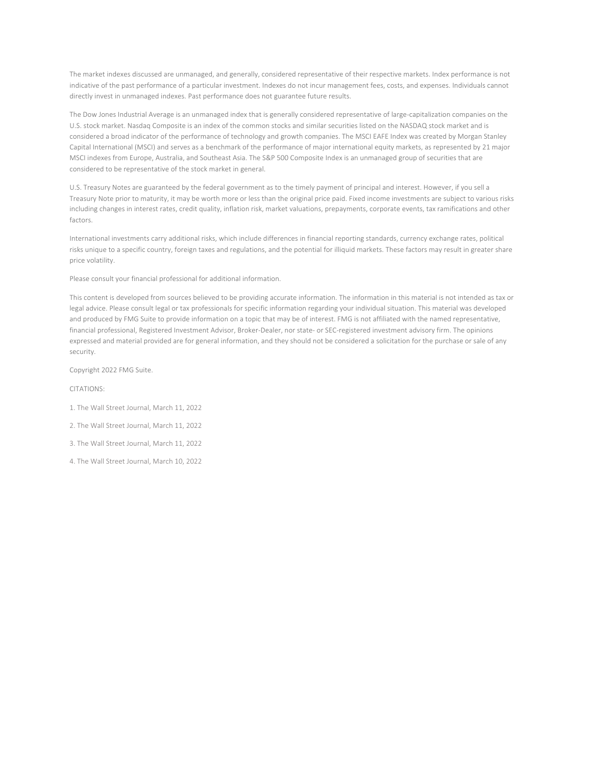The market indexes discussed are unmanaged, and generally, considered representative of their respective markets. Index performance is not indicative of the past performance of a particular investment. Indexes do not incur management fees, costs, and expenses. Individuals cannot directly invest in unmanaged indexes. Past performance does not guarantee future results.

The Dow Jones Industrial Average is an unmanaged index that is generally considered representative of large-capitalization companies on the U.S. stock market. Nasdaq Composite is an index of the common stocks and similar securities listed on the NASDAQ stock market and is considered a broad indicator of the performance of technology and growth companies. The MSCI EAFE Index was created by Morgan Stanley Capital International (MSCI) and serves as a benchmark of the performance of major international equity markets, as represented by 21 major MSCI indexes from Europe, Australia, and Southeast Asia. The S&P 500 Composite Index is an unmanaged group of securities that are considered to be representative of the stock market in general.

U.S. Treasury Notes are guaranteed by the federal government as to the timely payment of principal and interest. However, if you sell a Treasury Note prior to maturity, it may be worth more or less than the original price paid. Fixed income investments are subject to various risks including changes in interest rates, credit quality, inflation risk, market valuations, prepayments, corporate events, tax ramifications and other factors.

International investments carry additional risks, which include differences in financial reporting standards, currency exchange rates, political risks unique to a specific country, foreign taxes and regulations, and the potential for illiquid markets. These factors may result in greater share price volatility.

Please consult your financial professional for additional information.

This content is developed from sources believed to be providing accurate information. The information in this material is not intended as tax or legal advice. Please consult legal or tax professionals for specific information regarding your individual situation. This material was developed and produced by FMG Suite to provide information on a topic that may be of interest. FMG is not affiliated with the named representative, financial professional, Registered Investment Advisor, Broker-Dealer, nor state- or SEC-registered investment advisory firm. The opinions expressed and material provided are for general information, and they should not be considered a solicitation for the purchase or sale of any security.

Copyright 2022 FMG Suite.

CITATIONS:

1. The Wall Street Journal, March 11, 2022

2. The Wall Street Journal, March 11, 2022

3. The Wall Street Journal, March 11, 2022

4. The Wall Street Journal, March 10, 2022